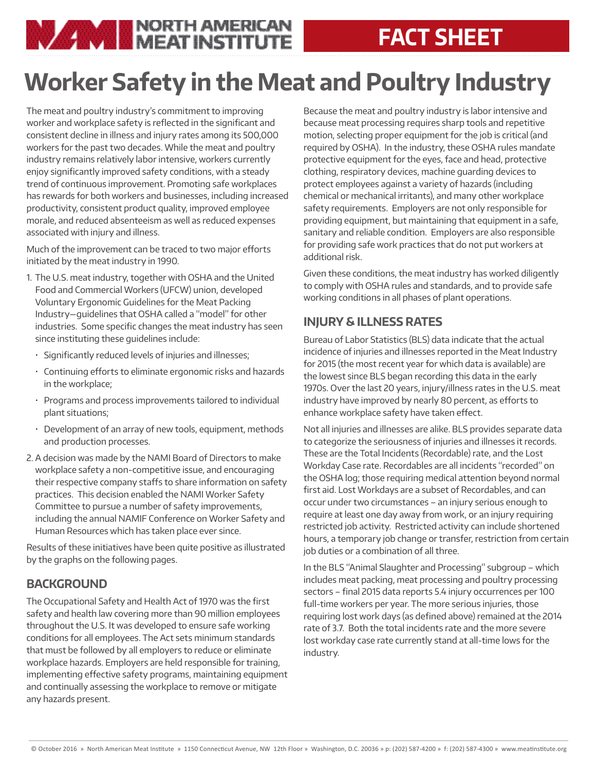NORTH AMERICAN MEAT INSTITUTE

**FACT SHEET**

# Worker Safety in the Meat and Poultry Industry

The meat and poultry industry's commitment to improving worker and workplace safety is reflected in the significant and consistent decline in illness and injury rates among its 500,000 workers for the past two decades. While the meat and poultry industry remains relatively labor intensive, workers currently enjoy significantly improved safety conditions, with a steady trend of continuous improvement. Promoting safe workplaces has rewards for both workers and businesses, including increased productivity, consistent product quality, improved employee morale, and reduced absenteeism as well as reduced expenses associated with injury and illness.

Much of the improvement can be traced to two major efforts initiated by the meat industry in 1990.

1. The U.S. meat industry, together with OSHA and the United Food and Commercial Workers (UFCW) union, developed Voluntary Ergonomic Guidelines for the Meat Packing Industry—guidelines that OSHA called a "model" for other industries. Some specific changes the meat industry has seen since instituting these guidelines include:
   - Significantly reduced levels of injuries and illnesses;
   - Continuing efforts to eliminate ergonomic risks and hazards in the workplace;
   - Programs and process improvements tailored to individual plant situations;
   - Development of an array of new tools, equipment, methods and production processes.
2. A decision was made by the NAMI Board of Directors to make workplace safety a non-competitive issue, and encouraging their respective company staffs to share information on safety practices. This decision enabled the NAMI Worker Safety Committee to pursue a number of safety improvements, including the annual NAMIF Conference on Worker Safety and Human Resources which has taken place ever since.

Results of these initiatives have been quite positive as illustrated by the graphs on the following pages.

## BACKGROUND

The Occupational Safety and Health Act of 1970 was the first safety and health law covering more than 90 million employees throughout the U.S. It was developed to ensure safe working conditions for all employees. The Act sets minimum standards that must be followed by all employers to reduce or eliminate workplace hazards. Employers are held responsible for training, implementing effective safety programs, maintaining equipment and continually assessing the workplace to remove or mitigate any hazards present.

Because the meat and poultry industry is labor intensive and because meat processing requires sharp tools and repetitive motion, selecting proper equipment for the job is critical (and required by OSHA). In the industry, these OSHA rules mandate protective equipment for the eyes, face and head, protective clothing, respiratory devices, machine guarding devices to protect employees against a variety of hazards (including chemical or mechanical irritants), and many other workplace safety requirements. Employers are not only responsible for providing equipment, but maintaining that equipment in a safe, sanitary and reliable condition. Employers are also responsible for providing safe work practices that do not put workers at additional risk.

Given these conditions, the meat industry has worked diligently to comply with OSHA rules and standards, and to provide safe working conditions in all phases of plant operations.

## INJURY & ILLNESS RATES

Bureau of Labor Statistics (BLS) data indicate that the actual incidence of injuries and illnesses reported in the Meat Industry for 2015 (the most recent year for which data is available) are the lowest since BLS began recording this data in the early 1970s. Over the last 20 years, injury/illness rates in the U.S. meat industry have improved by nearly 80 percent, as efforts to enhance workplace safety have taken effect.

Not all injuries and illnesses are alike. BLS provides separate data to categorize the seriousness of injuries and illnesses it records. These are the Total Incidents (Recordable) rate, and the Lost Workday Case rate. Recordables are all incidents "recorded" on the OSHA log; those requiring medical attention beyond normal first aid. Lost Workdays are a subset of Recordables, and can occur under two circumstances – an injury serious enough to require at least one day away from work, or an injury requiring restricted job activity. Restricted activity can include shortened hours, a temporary job change or transfer, restriction from certain job duties or a combination of all three.

In the BLS "Animal Slaughter and Processing" subgroup – which includes meat packing, meat processing and poultry processing sectors – final 2015 data reports 5.4 injury occurrences per 100 full-time workers per year. The more serious injuries, those requiring lost work days (as defined above) remained at the 2014 rate of 3.7. Both the total incidents rate and the more severe lost workday case rate currently stand at all-time lows for the industry.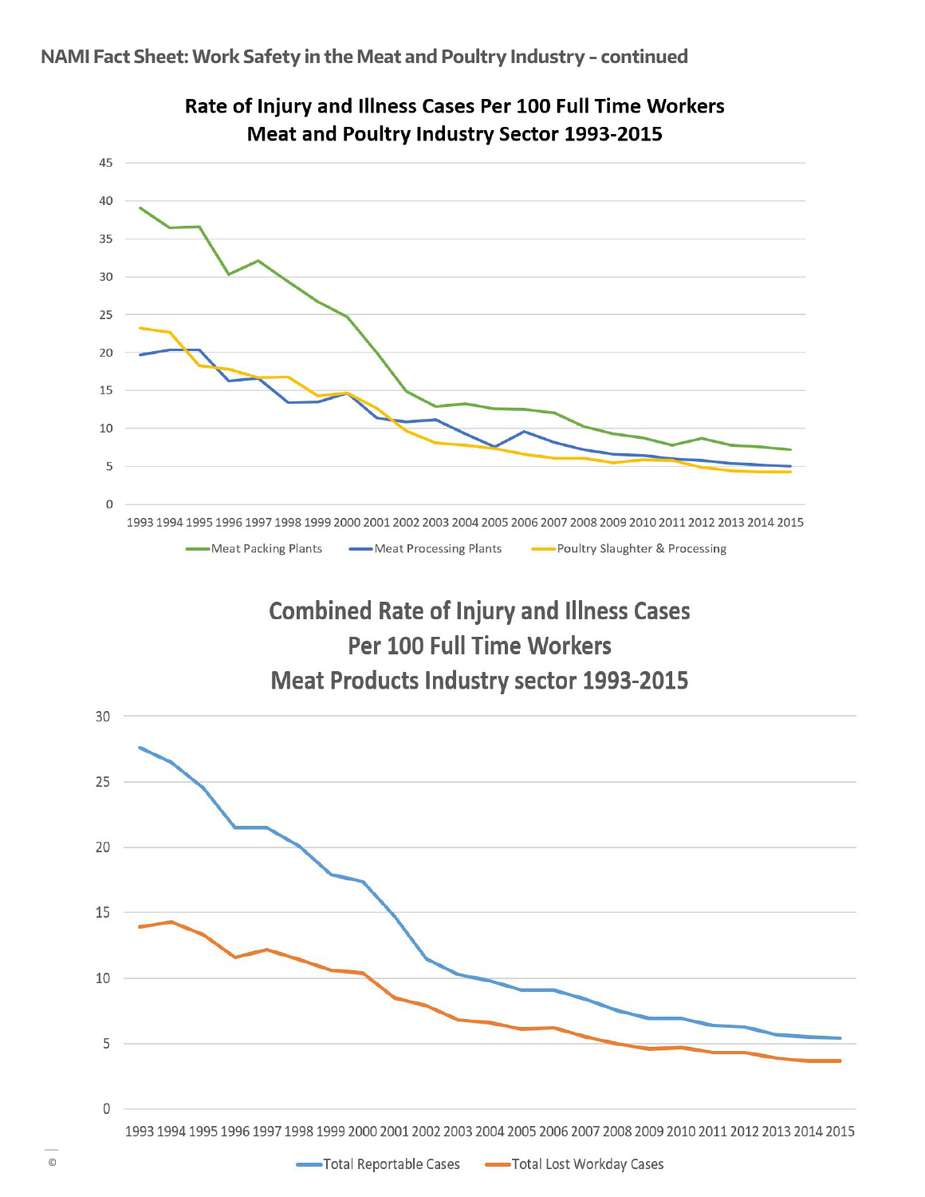NAMI Fact Sheet: Work Safety in the Meat and Poultry Industry – continued

## Rate of Injury and Illness Cases Per 100 Full Time Workers Meat and Poultry Industry Sector 1993-2015

45
40
35
30
25
20
15
10
5
0

1993 1994 1995 1996 1997 1998 1999 2000 2001 2002 2003 2004 2005 2006 2007 2008 2009 2010 2011 2012 2013 2014 2015

Meat Packing Plants — Meat Processing Plants — Poultry Slaughter & Processing

## Combined Rate of Injury and Illness Cases Per 100 Full Time Workers Meat Products Industry sector 1993-2015

30
25
20
15
10
5
0

1993 1994 1995 1996 1997 1998 1999 2000 2001 2002 2003 2004 2005 2006 2007 2008 2009 2010 2011 2012 2013 2014 2015

Total Reportable Cases — Total Lost Workday Cases

©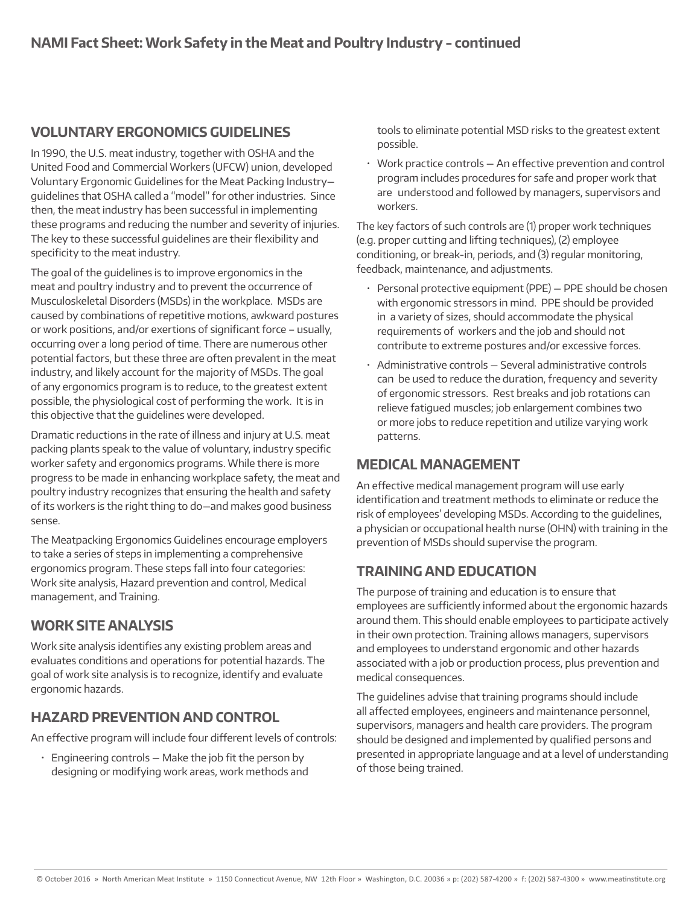## VOLUNTARY ERGONOMICS GUIDELINES

In 1990, the U.S. meat industry, together with OSHA and the United Food and Commercial Workers (UFCW) union, developed Voluntary Ergonomic Guidelines for the Meat Packing Industry—guidelines that OSHA called a "model" for other industries. Since then, the meat industry has been successful in implementing these programs and reducing the number and severity of injuries. The key to these successful guidelines are their flexibility and specificity to the meat industry.

The goal of the guidelines is to improve ergonomics in the meat and poultry industry and to prevent the occurrence of Musculoskeletal Disorders (MSDs) in the workplace. MSDs are caused by combinations of repetitive motions, awkward postures or work positions, and/or exertions of significant force – usually, occurring over a long period of time. There are numerous other potential factors, but these three are often prevalent in the meat industry, and likely account for the majority of MSDs. The goal of any ergonomics program is to reduce, to the greatest extent possible, the physiological cost of performing the work. It is in this objective that the guidelines were developed.

Dramatic reductions in the rate of illness and injury at U.S. meat packing plants speak to the value of voluntary, industry specific worker safety and ergonomics programs. While there is more progress to be made in enhancing workplace safety, the meat and poultry industry recognizes that ensuring the health and safety of its workers is the right thing to do—and makes good business sense.

The Meatpacking Ergonomics Guidelines encourage employers to take a series of steps in implementing a comprehensive ergonomics program. These steps fall into four categories: Work site analysis, Hazard prevention and control, Medical management, and Training.

## WORK SITE ANALYSIS

Work site analysis identifies any existing problem areas and evaluates conditions and operations for potential hazards. The goal of work site analysis is to recognize, identify and evaluate ergonomic hazards.

## HAZARD PREVENTION AND CONTROL

An effective program will include four different levels of controls:

- Engineering controls — Make the job fit the person by designing or modifying work areas, work methods and tools to eliminate potential MSD risks to the greatest extent possible.
- Work practice controls — An effective prevention and control program includes procedures for safe and proper work that are understood and followed by managers, supervisors and workers.

The key factors of such controls are (1) proper work techniques (e.g. proper cutting and lifting techniques), (2) employee conditioning, or break-in, periods, and (3) regular monitoring, feedback, maintenance, and adjustments.

- Personal protective equipment (PPE) — PPE should be chosen with ergonomic stressors in mind. PPE should be provided in a variety of sizes, should accommodate the physical requirements of workers and the job and should not contribute to extreme postures and/or excessive forces.
- Administrative controls — Several administrative controls can be used to reduce the duration, frequency and severity of ergonomic stressors. Rest breaks and job rotations can relieve fatigued muscles; job enlargement combines two or more jobs to reduce repetition and utilize varying work patterns.

## MEDICAL MANAGEMENT

An effective medical management program will use early identification and treatment methods to eliminate or reduce the risk of employees' developing MSDs. According to the guidelines, a physician or occupational health nurse (OHN) with training in the prevention of MSDs should supervise the program.

## TRAINING AND EDUCATION

The purpose of training and education is to ensure that employees are sufficiently informed about the ergonomic hazards around them. This should enable employees to participate actively in their own protection. Training allows managers, supervisors and employees to understand ergonomic and other hazards associated with a job or production process, plus prevention and medical consequences.

The guidelines advise that training programs should include all affected employees, engineers and maintenance personnel, supervisors, managers and health care providers. The program should be designed and implemented by qualified persons and presented in appropriate language and at a level of understanding of those being trained.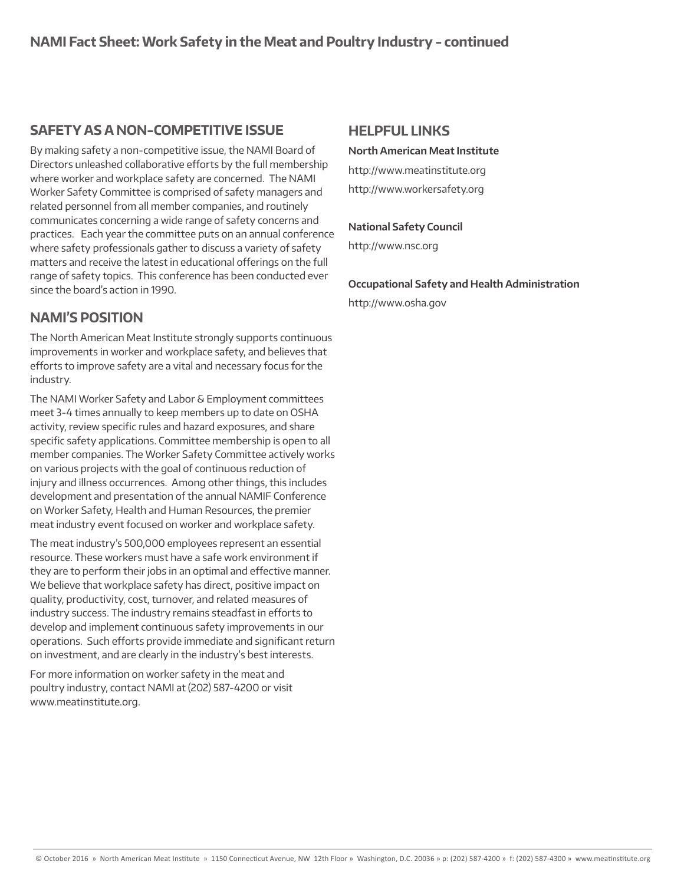## SAFETY AS A NON-COMPETITIVE ISSUE

By making safety a non-competitive issue, the NAMI Board of Directors unleashed collaborative efforts by the full membership where worker and workplace safety are concerned. The NAMI Worker Safety Committee is comprised of safety managers and related personnel from all member companies, and routinely communicates concerning a wide range of safety concerns and practices. Each year the committee puts on an annual conference where safety professionals gather to discuss a variety of safety matters and receive the latest in educational offerings on the full range of safety topics. This conference has been conducted ever since the board's action in 1990.

## NAMI'S POSITION

The North American Meat Institute strongly supports continuous improvements in worker and workplace safety, and believes that efforts to improve safety are a vital and necessary focus for the industry.

The NAMI Worker Safety and Labor & Employment committees meet 3-4 times annually to keep members up to date on OSHA activity, review specific rules and hazard exposures, and share specific safety applications. Committee membership is open to all member companies. The Worker Safety Committee actively works on various projects with the goal of continuous reduction of injury and illness occurrences. Among other things, this includes development and presentation of the annual NAMIF Conference on Worker Safety, Health and Human Resources, the premier meat industry event focused on worker and workplace safety.

The meat industry's 500,000 employees represent an essential resource. These workers must have a safe work environment if they are to perform their jobs in an optimal and effective manner. We believe that workplace safety has direct, positive impact on quality, productivity, cost, turnover, and related measures of industry success. The industry remains steadfast in efforts to develop and implement continuous safety improvements in our operations. Such efforts provide immediate and significant return on investment, and are clearly in the industry's best interests.

For more information on worker safety in the meat and poultry industry, contact NAMI at (202) 587-4200 or visit www.meatinstitute.org.

## HELPFUL LINKS

**North American Meat Institute**

http://www.meatinstitute.org

http://www.workersafety.org

**National Safety Council**

http://www.nsc.org

**Occupational Safety and Health Administration**

http://www.osha.gov